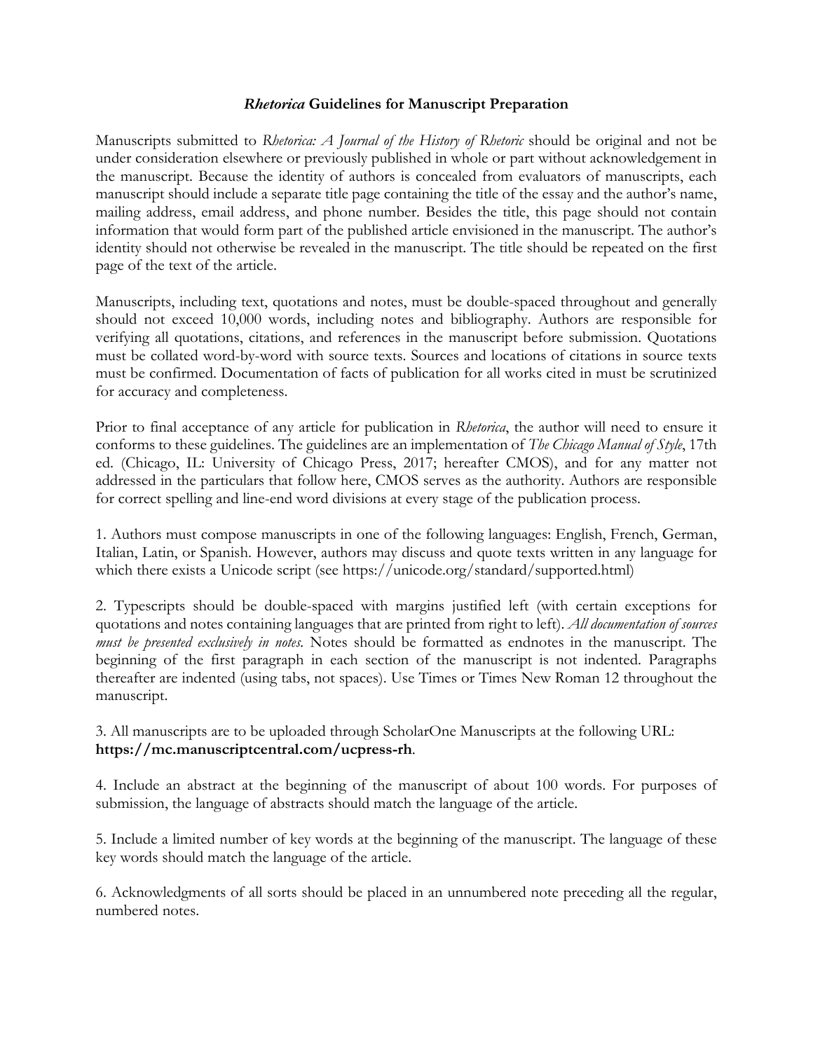# ***Rhetorica* Guidelines for Manuscript Preparation**

Manuscripts submitted to *Rhetorica: A Journal of the History of Rhetoric* should be original and not be under consideration elsewhere or previously published in whole or part without acknowledgement in the manuscript. Because the identity of authors is concealed from evaluators of manuscripts, each manuscript should include a separate title page containing the title of the essay and the author's name, mailing address, email address, and phone number. Besides the title, this page should not contain information that would form part of the published article envisioned in the manuscript. The author's identity should not otherwise be revealed in the manuscript. The title should be repeated on the first page of the text of the article.

Manuscripts, including text, quotations and notes, must be double-spaced throughout and generally should not exceed 10,000 words, including notes and bibliography. Authors are responsible for verifying all quotations, citations, and references in the manuscript before submission. Quotations must be collated word-by-word with source texts. Sources and locations of citations in source texts must be confirmed. Documentation of facts of publication for all works cited in must be scrutinized for accuracy and completeness.

Prior to final acceptance of any article for publication in *Rhetorica*, the author will need to ensure it conforms to these guidelines. The guidelines are an implementation of *The Chicago Manual of Style*, 17th ed. (Chicago, IL: University of Chicago Press, 2017; hereafter CMOS), and for any matter not addressed in the particulars that follow here, CMOS serves as the authority. Authors are responsible for correct spelling and line-end word divisions at every stage of the publication process.

1. Authors must compose manuscripts in one of the following languages: English, French, German, Italian, Latin, or Spanish. However, authors may discuss and quote texts written in any language for which there exists a Unicode script (see https://unicode.org/standard/supported.html)

2. Typescripts should be double-spaced with margins justified left (with certain exceptions for quotations and notes containing languages that are printed from right to left). *All documentation of sources must be presented exclusively in notes.* Notes should be formatted as endnotes in the manuscript. The beginning of the first paragraph in each section of the manuscript is not indented. Paragraphs thereafter are indented (using tabs, not spaces). Use Times or Times New Roman 12 throughout the manuscript.

3. All manuscripts are to be uploaded through ScholarOne Manuscripts at the following URL: **https://mc.manuscriptcentral.com/ucpress-rh**.

4. Include an abstract at the beginning of the manuscript of about 100 words. For purposes of submission, the language of abstracts should match the language of the article.

5. Include a limited number of key words at the beginning of the manuscript. The language of these key words should match the language of the article.

6. Acknowledgments of all sorts should be placed in an unnumbered note preceding all the regular, numbered notes.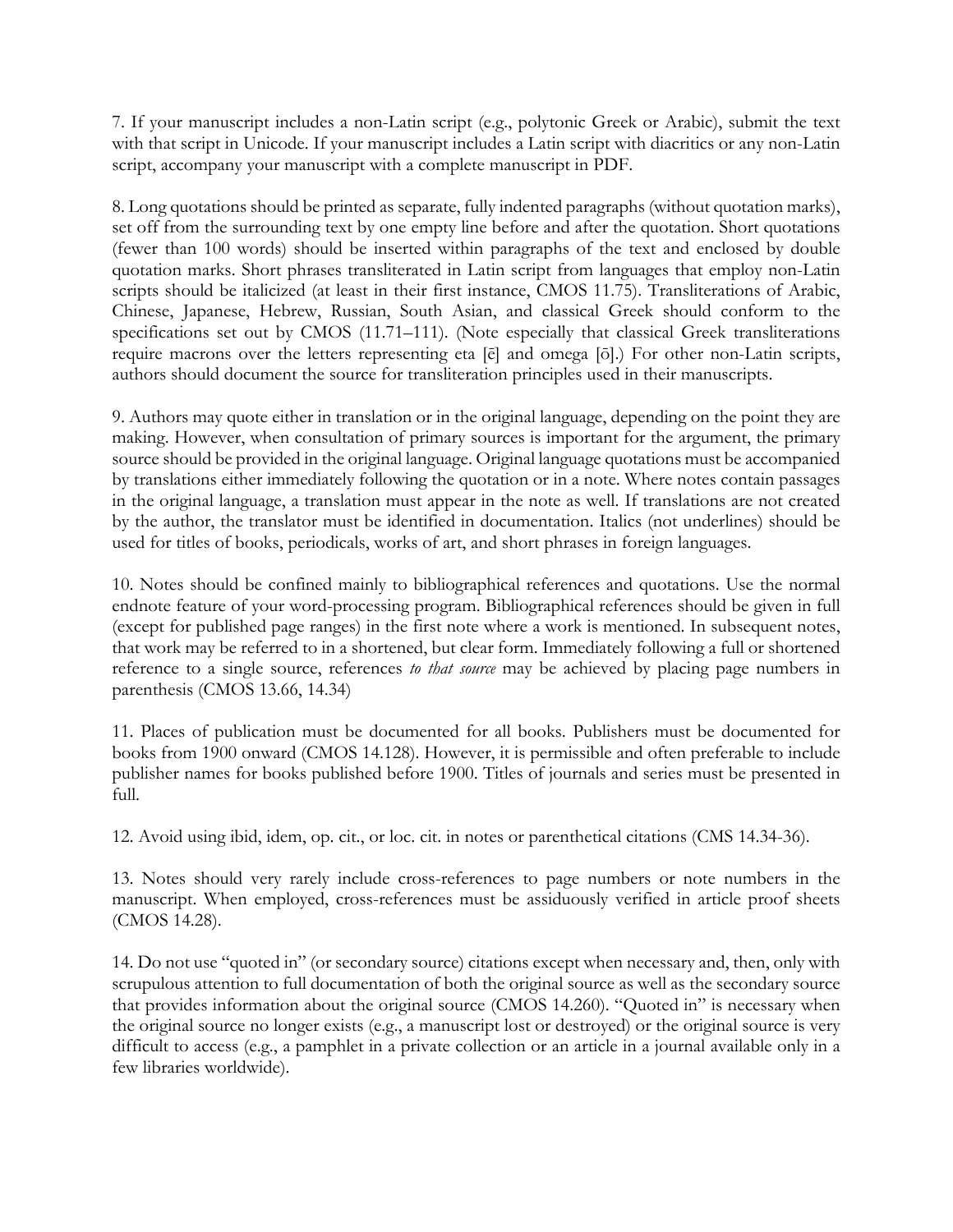7. If your manuscript includes a non-Latin script (e.g., polytonic Greek or Arabic), submit the text with that script in Unicode. If your manuscript includes a Latin script with diacritics or any non-Latin script, accompany your manuscript with a complete manuscript in PDF.

8. Long quotations should be printed as separate, fully indented paragraphs (without quotation marks), set off from the surrounding text by one empty line before and after the quotation. Short quotations (fewer than 100 words) should be inserted within paragraphs of the text and enclosed by double quotation marks. Short phrases transliterated in Latin script from languages that employ non-Latin scripts should be italicized (at least in their first instance, CMOS 11.75). Transliterations of Arabic, Chinese, Japanese, Hebrew, Russian, South Asian, and classical Greek should conform to the specifications set out by CMOS (11.71–111). (Note especially that classical Greek transliterations require macrons over the letters representing eta [ē] and omega [ō].) For other non-Latin scripts, authors should document the source for transliteration principles used in their manuscripts.

9. Authors may quote either in translation or in the original language, depending on the point they are making. However, when consultation of primary sources is important for the argument, the primary source should be provided in the original language. Original language quotations must be accompanied by translations either immediately following the quotation or in a note. Where notes contain passages in the original language, a translation must appear in the note as well. If translations are not created by the author, the translator must be identified in documentation. Italics (not underlines) should be used for titles of books, periodicals, works of art, and short phrases in foreign languages.

10. Notes should be confined mainly to bibliographical references and quotations. Use the normal endnote feature of your word-processing program. Bibliographical references should be given in full (except for published page ranges) in the first note where a work is mentioned. In subsequent notes, that work may be referred to in a shortened, but clear form. Immediately following a full or shortened reference to a single source, references *to that source* may be achieved by placing page numbers in parenthesis (CMOS 13.66, 14.34)

11. Places of publication must be documented for all books. Publishers must be documented for books from 1900 onward (CMOS 14.128). However, it is permissible and often preferable to include publisher names for books published before 1900. Titles of journals and series must be presented in full.

12. Avoid using ibid, idem, op. cit., or loc. cit. in notes or parenthetical citations (CMS 14.34-36).

13. Notes should very rarely include cross-references to page numbers or note numbers in the manuscript. When employed, cross-references must be assiduously verified in article proof sheets (CMOS 14.28).

14. Do not use "quoted in" (or secondary source) citations except when necessary and, then, only with scrupulous attention to full documentation of both the original source as well as the secondary source that provides information about the original source (CMOS 14.260). "Quoted in" is necessary when the original source no longer exists (e.g., a manuscript lost or destroyed) or the original source is very difficult to access (e.g., a pamphlet in a private collection or an article in a journal available only in a few libraries worldwide).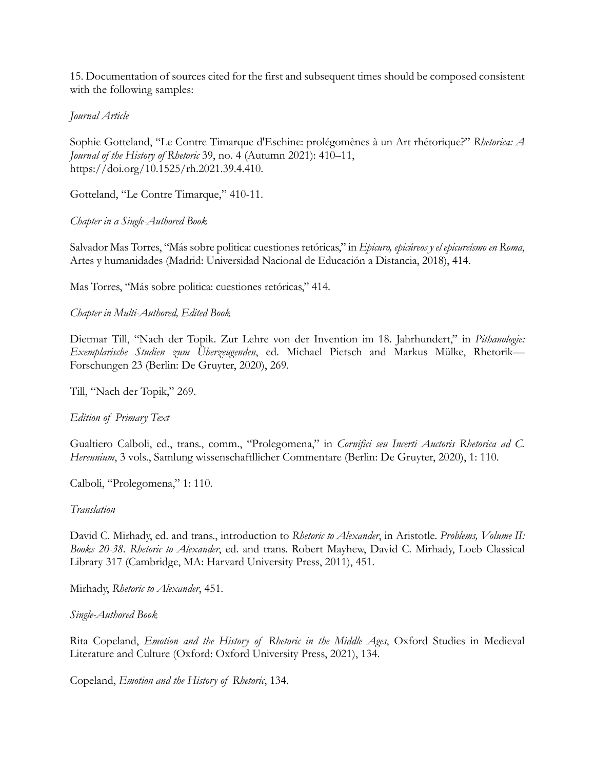15. Documentation of sources cited for the first and subsequent times should be composed consistent with the following samples:

*Journal Article*

Sophie Gotteland, "Le Contre Timarque d'Eschine: prolégomènes à un Art rhétorique?" *Rhetorica: A Journal of the History of Rhetoric* 39, no. 4 (Autumn 2021): 410–11, https://doi.org/10.1525/rh.2021.39.4.410.

Gotteland, "Le Contre Timarque," 410-11.

*Chapter in a Single-Authored Book*

Salvador Mas Torres, "Más sobre politica: cuestiones retóricas," in *Epicuro, epicúreos y el epicureísmo en Roma*, Artes y humanidades (Madrid: Universidad Nacional de Educación a Distancia, 2018), 414.

Mas Torres, "Más sobre politica: cuestiones retóricas," 414.

*Chapter in Multi-Authored, Edited Book*

Dietmar Till, "Nach der Topik. Zur Lehre von der Invention im 18. Jahrhundert," in *Pithanologie: Exemplarische Studien zum Überzeugenden*, ed. Michael Pietsch and Markus Mülke, Rhetorik—Forschungen 23 (Berlin: De Gruyter, 2020), 269.

Till, "Nach der Topik," 269.

*Edition of Primary Text*

Gualtiero Calboli, ed., trans., comm., "Prolegomena," in *Cornifici seu Incerti Auctoris Rhetorica ad C. Herennium*, 3 vols., Samlung wissenschaftllicher Commentare (Berlin: De Gruyter, 2020), 1: 110.

Calboli, "Prolegomena," 1: 110.

*Translation*

David C. Mirhady, ed. and trans., introduction to *Rhetoric to Alexander*, in Aristotle. *Problems, Volume II: Books 20-38. Rhetoric to Alexander*, ed. and trans. Robert Mayhew, David C. Mirhady, Loeb Classical Library 317 (Cambridge, MA: Harvard University Press, 2011), 451.

Mirhady, *Rhetoric to Alexander*, 451.

*Single-Authored Book*

Rita Copeland, *Emotion and the History of Rhetoric in the Middle Ages*, Oxford Studies in Medieval Literature and Culture (Oxford: Oxford University Press, 2021), 134.

Copeland, *Emotion and the History of Rhetoric*, 134.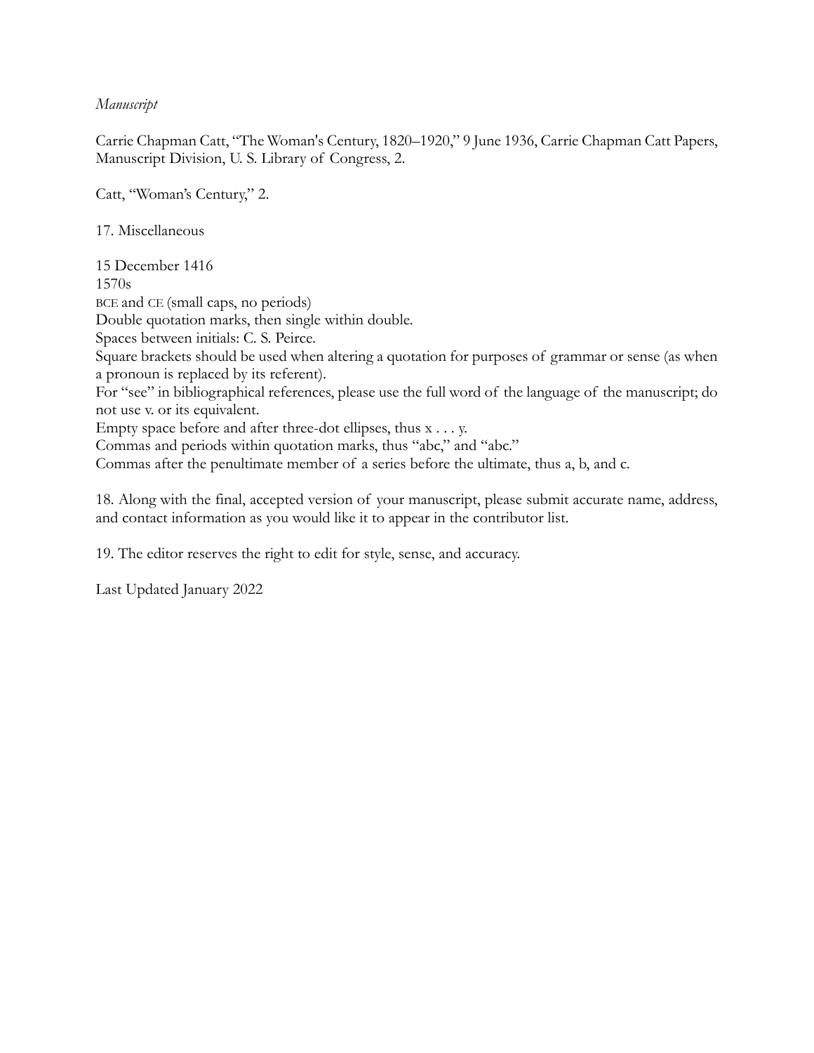*Manuscript*

Carrie Chapman Catt, "The Woman's Century, 1820–1920," 9 June 1936, Carrie Chapman Catt Papers, Manuscript Division, U. S. Library of Congress, 2.

Catt, "Woman's Century," 2.

17. Miscellaneous

15 December 1416
1570s
BCE and CE (small caps, no periods)
Double quotation marks, then single within double.
Spaces between initials: C. S. Peirce.
Square brackets should be used when altering a quotation for purposes of grammar or sense (as when a pronoun is replaced by its referent).
For "see" in bibliographical references, please use the full word of the language of the manuscript; do not use v. or its equivalent.
Empty space before and after three-dot ellipses, thus x . . . y.
Commas and periods within quotation marks, thus "abc," and "abc."
Commas after the penultimate member of a series before the ultimate, thus a, b, and c.

18. Along with the final, accepted version of your manuscript, please submit accurate name, address, and contact information as you would like it to appear in the contributor list.

19. The editor reserves the right to edit for style, sense, and accuracy.

Last Updated January 2022